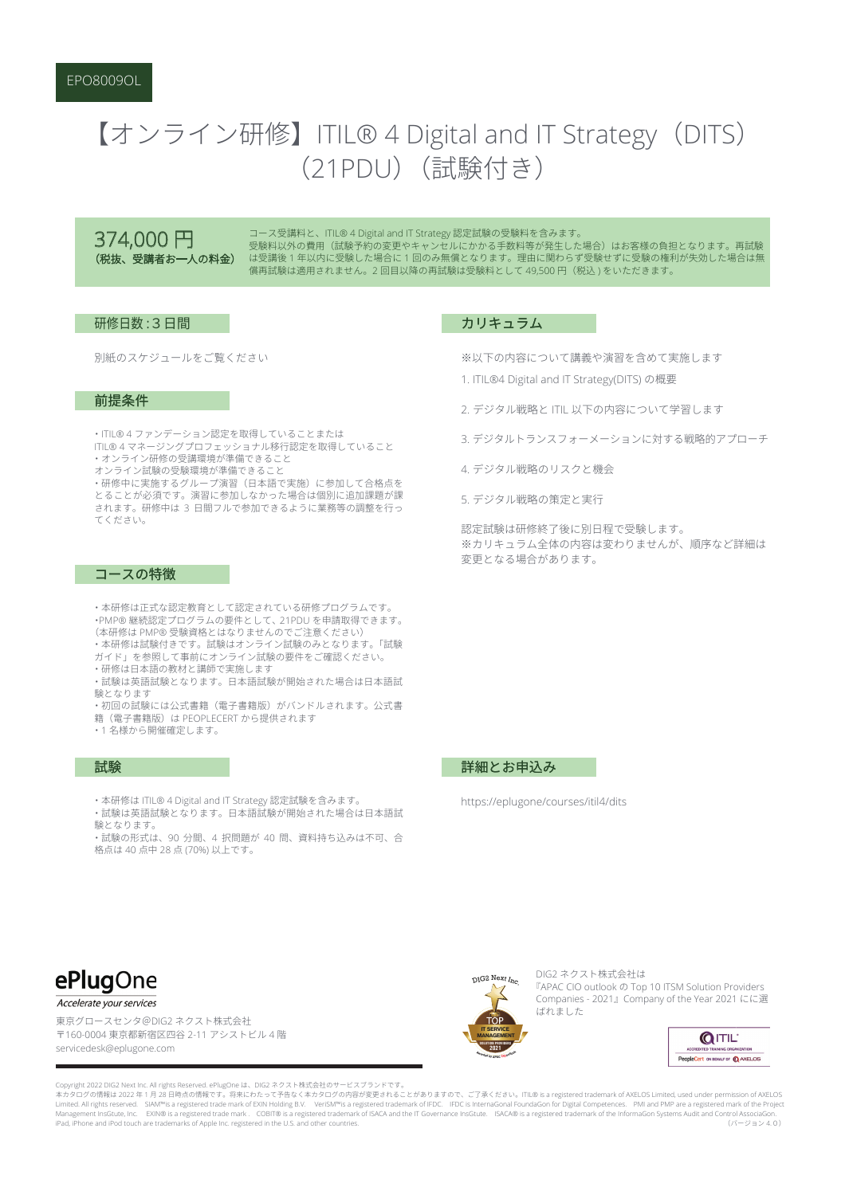EPO8009OL

# 【オンライン研修】ITIL® 4 Digital and IT Strategy（DITS）（21PDU）（試験付き）

374,000 円
**（税抜、受講者お一人の料金）**

コース受講料と、ITIL® 4 Digital and IT Strategy 認定試験の受験料を含みます。
受験料以外の費用（試験予約の変更やキャンセルにかかる手数料等が発生した場合）はお客様の負担となります。再試験は受講後 1 年以内に受験した場合に 1 回のみ無償となります。理由に関わらず受験せずに受験の権利が失効した場合は無償再試験は適用されません。2 回目以降の再試験は受験料として 49,500 円（税込 ) をいただきます。

## 研修日数 : 3 日間

別紙のスケジュールをご覧ください

## 前提条件

・ITIL® 4 ファンデーション認定を取得していることまたは
ITIL® 4 マネージングプロフェッショナル移行認定を取得していること
・オンライン研修の受講環境が準備できること
オンライン試験の受験環境が準備できること
・研修中に実施するグループ演習（日本語で実施）に参加して合格点をとることが必須です。演習に参加しなかった場合は個別に追加課題が課されます。研修中は 3 日間フルで参加できるように業務等の調整を行ってください。

## コースの特徴

・本研修は正式な認定教育として認定されている研修プログラムです。
・PMP® 継続認定プログラムの要件として、21PDU を申請取得できます。（本研修は PMP® 受験資格とはなりませんのでご注意ください）
・本研修は試験付きです。試験はオンライン試験のみとなります。「試験ガイド」を参照して事前にオンライン試験の要件をご確認ください。
・研修は日本語の教材と講師で実施します
・試験は英語試験となります。日本語試験が開始された場合は日本語試験となります
・初回の試験には公式書籍（電子書籍版）がバンドルされます。公式書籍（電子書籍版）は PEOPLECERT から提供されます
・1 名様から開催確定します。

## 試験

・本研修は ITIL® 4 Digital and IT Strategy 認定試験を含みます。
・試験は英語試験となります。日本語試験が開始された場合は日本語試験となります。
・試験の形式は、90 分間、4 択問題が 40 問、資料持ち込みは不可、合格点は 40 点中 28 点 (70%) 以上です。

## カリキュラム

※以下の内容について講義や演習を含めて実施します

1. ITIL®4 Digital and IT Strategy(DITS) の概要
2. デジタル戦略と ITIL 以下の内容について学習します
3. デジタルトランスフォーメーションに対する戦略的アプローチ
4. デジタル戦略のリスクと機会
5. デジタル戦略の策定と実行

認定試験は研修終了後に別日程で受験します。
※カリキュラム全体の内容は変わりませんが、順序など詳細は変更となる場合があります。

## 詳細とお申込み

https://eplugone/courses/itil4/dits

ePlugOne
*Accelerate your services*

東京グロースセンタ@DIG2 ネクスト株式会社
〒160-0004 東京都新宿区四谷 2-11 アシストビル 4 階
servicedesk@eplugone.com

DIG2 ネクスト株式会社は『APAC CIO outlook の Top 10 ITSM Solution Providers Companies - 2021』Company of the Year 2021 にに選ばれました

Copyright 2022 DIG2 Next Inc. All rights Reserved. ePlugOne は、DIG2 ネクスト株式会社のサービスブランドです。
本カタログの情報は 2022 年 1 月 28 日時点の情報です。将来にわたって予告なく本カタログの内容が変更されることがありますので、ご了承ください。ITIL® is a registered trademark of AXELOS Limited, used under permission of AXELOS Limited. All rights reserved. SIAM™is a registered trade mark of EXIN Holding B.V. VeriSM™is a registered trademark of IFDC. IFDC is InternaGonal FoundaGon for Digital Competences. PMI and PMP are a registered mark of the Project Management InsGtute, Inc. EXIN® is a registered trade mark . COBIT® is a registered trademark of ISACA and the IT Governance InsGtute. ISACA® is a registered trademark of the InformaGon Systems Audit and Control AssociaGon. iPad, iPhone and iPod touch are trademarks of Apple Inc. registered in the U.S. and other countries. （バージョン 4.0）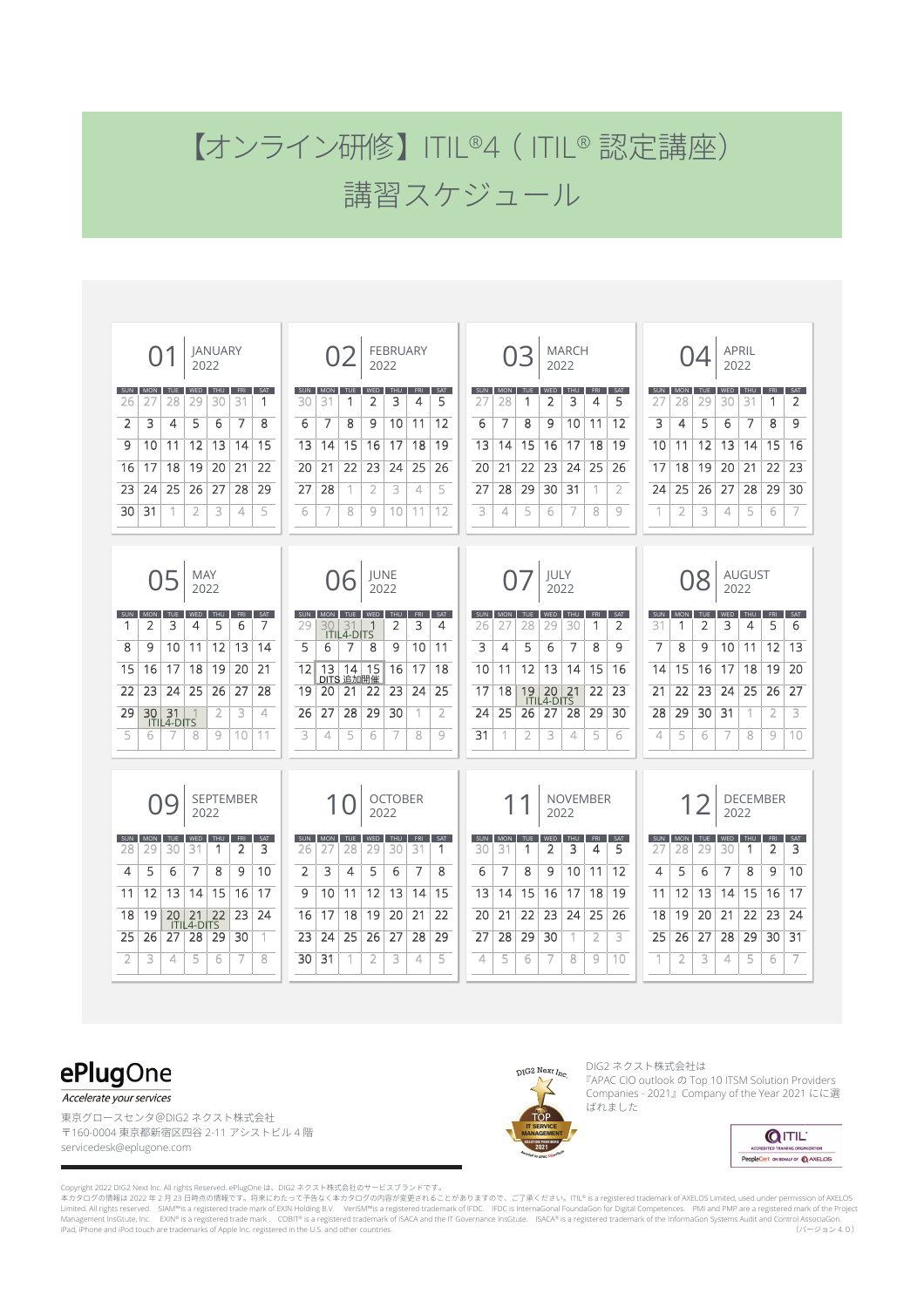# 【オンライン研修】ITIL®4（ITIL® 認定講座）
# 講習スケジュール

## 01 JANUARY 2022

| SUN | MON | TUE | WED | THU | FRI | SAT |
|---|---|---|---|---|---|---|
| 26 | 27 | 28 | 29 | 30 | 31 | 1 |
| 2 | 3 | 4 | 5 | 6 | 7 | 8 |
| 9 | 10 | 11 | 12 | 13 | 14 | 15 |
| 16 | 17 | 18 | 19 | 20 | 21 | 22 |
| 23 | 24 | 25 | 26 | 27 | 28 | 29 |
| 30 | 31 | 1 | 2 | 3 | 4 | 5 |

## 02 FEBRUARY 2022

| SUN | MON | TUE | WED | THU | FRI | SAT |
|---|---|---|---|---|---|---|
| 30 | 31 | 1 | 2 | 3 | 4 | 5 |
| 6 | 7 | 8 | 9 | 10 | 11 | 12 |
| 13 | 14 | 15 | 16 | 17 | 18 | 19 |
| 20 | 21 | 22 | 23 | 24 | 25 | 26 |
| 27 | 28 | 1 | 2 | 3 | 4 | 5 |
| 6 | 7 | 8 | 9 | 10 | 11 | 12 |

## 03 MARCH 2022

| SUN | MON | TUE | WED | THU | FRI | SAT |
|---|---|---|---|---|---|---|
| 27 | 28 | 1 | 2 | 3 | 4 | 5 |
| 6 | 7 | 8 | 9 | 10 | 11 | 12 |
| 13 | 14 | 15 | 16 | 17 | 18 | 19 |
| 20 | 21 | 22 | 23 | 24 | 25 | 26 |
| 27 | 28 | 29 | 30 | 31 | 1 | 2 |
| 3 | 4 | 5 | 6 | 7 | 8 | 9 |

## 04 APRIL 2022

| SUN | MON | TUE | WED | THU | FRI | SAT |
|---|---|---|---|---|---|---|
| 27 | 28 | 29 | 30 | 31 | 1 | 2 |
| 3 | 4 | 5 | 6 | 7 | 8 | 9 |
| 10 | 11 | 12 | 13 | 14 | 15 | 16 |
| 17 | 18 | 19 | 20 | 21 | 22 | 23 |
| 24 | 25 | 26 | 27 | 28 | 29 | 30 |
| 1 | 2 | 3 | 4 | 5 | 6 | 7 |

## 05 MAY 2022

| SUN | MON | TUE | WED | THU | FRI | SAT |
|---|---|---|---|---|---|---|
| 1 | 2 | 3 | 4 | 5 | 6 | 7 |
| 8 | 9 | 10 | 11 | 12 | 13 | 14 |
| 15 | 16 | 17 | 18 | 19 | 20 | 21 |
| 22 | 23 | 24 | 25 | 26 | 27 | 28 |
| 29 | 30 ITIL4-DITS | 31 ITIL4-DITS | 1 ITIL4-DITS | 2 | 3 | 4 |
| 5 | 6 | 7 | 8 | 9 | 10 | 11 |

## 06 JUNE 2022

| SUN | MON | TUE | WED | THU | FRI | SAT |
|---|---|---|---|---|---|---|
| 29 | 30 ITIL4-DITS | 31 ITIL4-DITS | 1 ITIL4-DITS | 2 | 3 | 4 |
| 5 | 6 | 7 | 8 | 9 | 10 | 11 |
| 12 | 13 DITS 追加開催 | 14 DITS 追加開催 | 15 DITS 追加開催 | 16 | 17 | 18 |
| 19 | 20 | 21 | 22 | 23 | 24 | 25 |
| 26 | 27 | 28 | 29 | 30 | 1 | 2 |
| 3 | 4 | 5 | 6 | 7 | 8 | 9 |

## 07 JULY 2022

| SUN | MON | TUE | WED | THU | FRI | SAT |
|---|---|---|---|---|---|---|
| 26 | 27 | 28 | 29 | 30 | 1 | 2 |
| 3 | 4 | 5 | 6 | 7 | 8 | 9 |
| 10 | 11 | 12 | 13 | 14 | 15 | 16 |
| 17 | 18 | 19 ITIL4-DITS | 20 ITIL4-DITS | 21 ITIL4-DITS | 22 | 23 |
| 24 | 25 | 26 | 27 | 28 | 29 | 30 |
| 31 | 1 | 2 | 3 | 4 | 5 | 6 |

## 08 AUGUST 2022

| SUN | MON | TUE | WED | THU | FRI | SAT |
|---|---|---|---|---|---|---|
| 31 | 1 | 2 | 3 | 4 | 5 | 6 |
| 7 | 8 | 9 | 10 | 11 | 12 | 13 |
| 14 | 15 | 16 | 17 | 18 | 19 | 20 |
| 21 | 22 | 23 | 24 | 25 | 26 | 27 |
| 28 | 29 | 30 | 31 | 1 | 2 | 3 |
| 4 | 5 | 6 | 7 | 8 | 9 | 10 |

## 09 SEPTEMBER 2022

| SUN | MON | TUE | WED | THU | FRI | SAT |
|---|---|---|---|---|---|---|
| 28 | 29 | 30 | 31 | 1 | 2 | 3 |
| 4 | 5 | 6 | 7 | 8 | 9 | 10 |
| 11 | 12 | 13 | 14 | 15 | 16 | 17 |
| 18 | 19 | 20 ITIL4-DITS | 21 ITIL4-DITS | 22 ITIL4-DITS | 23 | 24 |
| 25 | 26 | 27 | 28 | 29 | 30 | 1 |
| 2 | 3 | 4 | 5 | 6 | 7 | 8 |

## 10 OCTOBER 2022

| SUN | MON | TUE | WED | THU | FRI | SAT |
|---|---|---|---|---|---|---|
| 26 | 27 | 28 | 29 | 30 | 31 | 1 |
| 2 | 3 | 4 | 5 | 6 | 7 | 8 |
| 9 | 10 | 11 | 12 | 13 | 14 | 15 |
| 16 | 17 | 18 | 19 | 20 | 21 | 22 |
| 23 | 24 | 25 | 26 | 27 | 28 | 29 |
| 30 | 31 | 1 | 2 | 3 | 4 | 5 |

## 11 NOVEMBER 2022

| SUN | MON | TUE | WED | THU | FRI | SAT |
|---|---|---|---|---|---|---|
| 30 | 31 | 1 | 2 | 3 | 4 | 5 |
| 6 | 7 | 8 | 9 | 10 | 11 | 12 |
| 13 | 14 | 15 | 16 | 17 | 18 | 19 |
| 20 | 21 | 22 | 23 | 24 | 25 | 26 |
| 27 | 28 | 29 | 30 | 1 | 2 | 3 |
| 4 | 5 | 6 | 7 | 8 | 9 | 10 |

## 12 DECEMBER 2022

| SUN | MON | TUE | WED | THU | FRI | SAT |
|---|---|---|---|---|---|---|
| 27 | 28 | 29 | 30 | 1 | 2 | 3 |
| 4 | 5 | 6 | 7 | 8 | 9 | 10 |
| 11 | 12 | 13 | 14 | 15 | 16 | 17 |
| 18 | 19 | 20 | 21 | 22 | 23 | 24 |
| 25 | 26 | 27 | 28 | 29 | 30 | 31 |
| 1 | 2 | 3 | 4 | 5 | 6 | 7 |

**ePlugOne**
*Accelerate your services*

東京グロースセンタ@DIG2 ネクスト株式会社
〒160-0004 東京都新宿区四谷 2-11 アシストビル 4 階
servicedesk@eplugone.com

DIG2 ネクスト株式会社は
『APAC CIO outlook の Top 10 ITSM Solution Providers Companies - 2021』Company of the Year 2021 にに選ばれました

Copyright 2022 DIG2 Next Inc. All rights Reserved. ePlugOne は、DIG2 ネクスト株式会社のサービスブランドです。
本カタログの情報は 2022 年 2 月 23 日時点の情報です。将来にわたって予告なく本カタログの内容が変更されることがありますので、ご了承ください。ITIL® is a registered trademark of AXELOS Limited, used under permission of AXELOS Limited. All rights reserved. SIAM™is a registered trade mark of EXIN Holding B.V. VeriSM™is a registered trademark of IFDC. IFDC is InternaGonal FoundaGon for Digital Competences. PMI and PMP are a registered mark of the Project Management InsGtute, Inc. EXIN® is a registered trade mark . COBIT® is a registered trademark of ISACA and the IT Governance InsGtute. ISACA® is a registered trademark of the InformaGon Systems Audit and Control AssociaGon. iPad, iPhone and iPod touch are trademarks of Apple Inc. registered in the U.S. and other countries.
（バージョン 4.0）